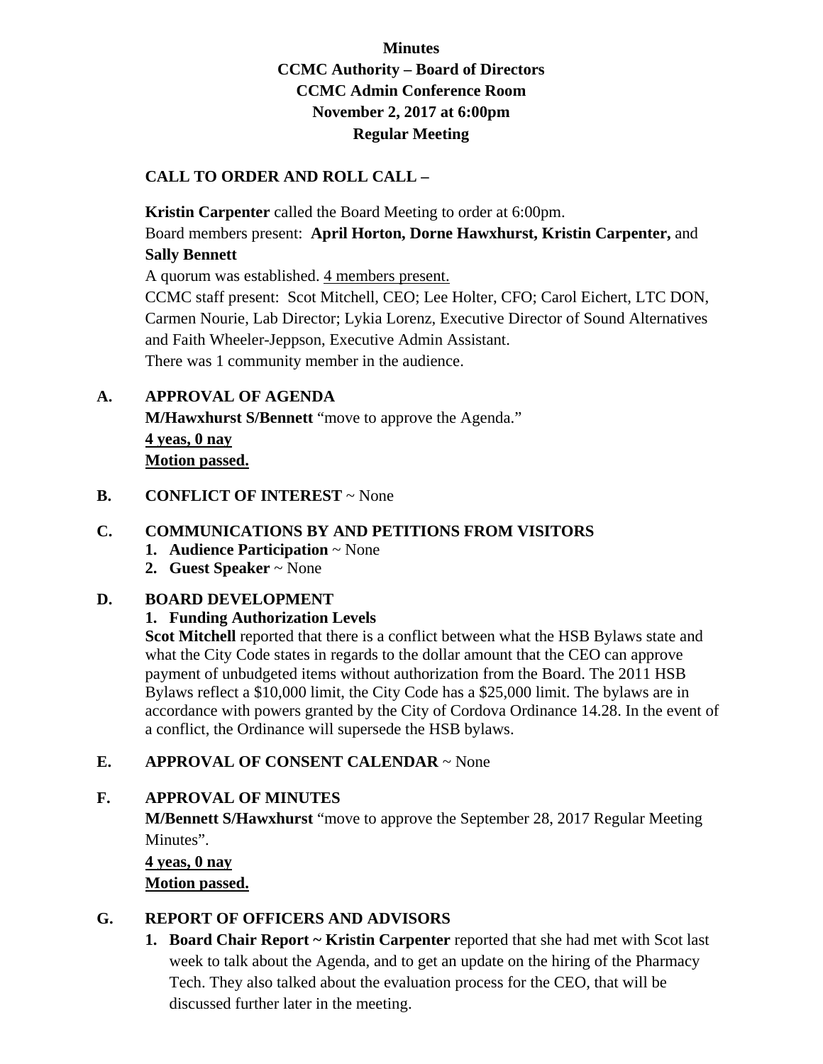**Minutes**
**CCMC Authority – Board of Directors**
**CCMC Admin Conference Room**
**November 2, 2017 at 6:00pm**
**Regular Meeting**

**CALL TO ORDER AND ROLL CALL –**

**Kristin Carpenter** called the Board Meeting to order at 6:00pm.
Board members present: **April Horton, Dorne Hawxhurst, Kristin Carpenter,** and **Sally Bennett**
A quorum was established. 4 members present.
CCMC staff present: Scot Mitchell, CEO; Lee Holter, CFO; Carol Eichert, LTC DON, Carmen Nourie, Lab Director; Lykia Lorenz, Executive Director of Sound Alternatives and Faith Wheeler-Jeppson, Executive Admin Assistant.
There was 1 community member in the audience.

**A. APPROVAL OF AGENDA**

**M/Hawxhurst S/Bennett** "move to approve the Agenda."
**4 yeas, 0 nay**
**Motion passed.**

**B. CONFLICT OF INTEREST** ~ None

**C. COMMUNICATIONS BY AND PETITIONS FROM VISITORS**

1. **Audience Participation** ~ None
2. **Guest Speaker** ~ None

**D. BOARD DEVELOPMENT**

1. **Funding Authorization Levels**

**Scot Mitchell** reported that there is a conflict between what the HSB Bylaws state and what the City Code states in regards to the dollar amount that the CEO can approve payment of unbudgeted items without authorization from the Board. The 2011 HSB Bylaws reflect a $10,000 limit, the City Code has a $25,000 limit. The bylaws are in accordance with powers granted by the City of Cordova Ordinance 14.28. In the event of a conflict, the Ordinance will supersede the HSB bylaws.

**E. APPROVAL OF CONSENT CALENDAR** ~ None

**F. APPROVAL OF MINUTES**

**M/Bennett S/Hawxhurst** "move to approve the September 28, 2017 Regular Meeting Minutes".
**4 yeas, 0 nay**
**Motion passed.**

**G. REPORT OF OFFICERS AND ADVISORS**

1. **Board Chair Report ~ Kristin Carpenter** reported that she had met with Scot last week to talk about the Agenda, and to get an update on the hiring of the Pharmacy Tech. They also talked about the evaluation process for the CEO, that will be discussed further later in the meeting.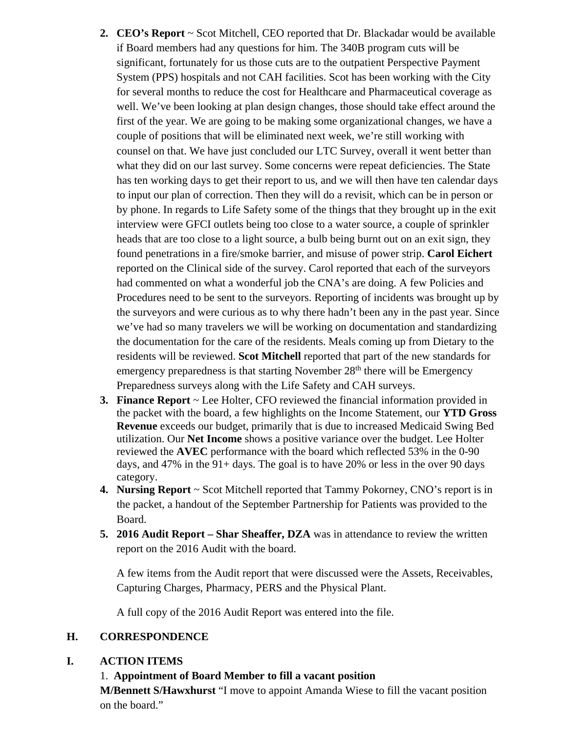2. **CEO's Report** ~ Scot Mitchell, CEO reported that Dr. Blackadar would be available if Board members had any questions for him. The 340B program cuts will be significant, fortunately for us those cuts are to the outpatient Perspective Payment System (PPS) hospitals and not CAH facilities. Scot has been working with the City for several months to reduce the cost for Healthcare and Pharmaceutical coverage as well. We've been looking at plan design changes, those should take effect around the first of the year. We are going to be making some organizational changes, we have a couple of positions that will be eliminated next week, we're still working with counsel on that. We have just concluded our LTC Survey, overall it went better than what they did on our last survey. Some concerns were repeat deficiencies. The State has ten working days to get their report to us, and we will then have ten calendar days to input our plan of correction. Then they will do a revisit, which can be in person or by phone. In regards to Life Safety some of the things that they brought up in the exit interview were GFCI outlets being too close to a water source, a couple of sprinkler heads that are too close to a light source, a bulb being burnt out on an exit sign, they found penetrations in a fire/smoke barrier, and misuse of power strip. **Carol Eichert** reported on the Clinical side of the survey. Carol reported that each of the surveyors had commented on what a wonderful job the CNA's are doing. A few Policies and Procedures need to be sent to the surveyors. Reporting of incidents was brought up by the surveyors and were curious as to why there hadn't been any in the past year. Since we've had so many travelers we will be working on documentation and standardizing the documentation for the care of the residents. Meals coming up from Dietary to the residents will be reviewed. **Scot Mitchell** reported that part of the new standards for emergency preparedness is that starting November 28th there will be Emergency Preparedness surveys along with the Life Safety and CAH surveys.
3. **Finance Report** ~ Lee Holter, CFO reviewed the financial information provided in the packet with the board, a few highlights on the Income Statement, our **YTD Gross Revenue** exceeds our budget, primarily that is due to increased Medicaid Swing Bed utilization. Our **Net Income** shows a positive variance over the budget. Lee Holter reviewed the **AVEC** performance with the board which reflected 53% in the 0-90 days, and 47% in the 91+ days. The goal is to have 20% or less in the over 90 days category.
4. **Nursing Report** ~ Scot Mitchell reported that Tammy Pokorney, CNO's report is in the packet, a handout of the September Partnership for Patients was provided to the Board.
5. **2016 Audit Report – Shar Sheaffer, DZA** was in attendance to review the written report on the 2016 Audit with the board.

   A few items from the Audit report that were discussed were the Assets, Receivables, Capturing Charges, Pharmacy, PERS and the Physical Plant.

   A full copy of the 2016 Audit Report was entered into the file.

## H. CORRESPONDENCE

## I. ACTION ITEMS

1. **Appointment of Board Member to fill a vacant position**

**M/Bennett S/Hawxhurst** "I move to appoint Amanda Wiese to fill the vacant position on the board."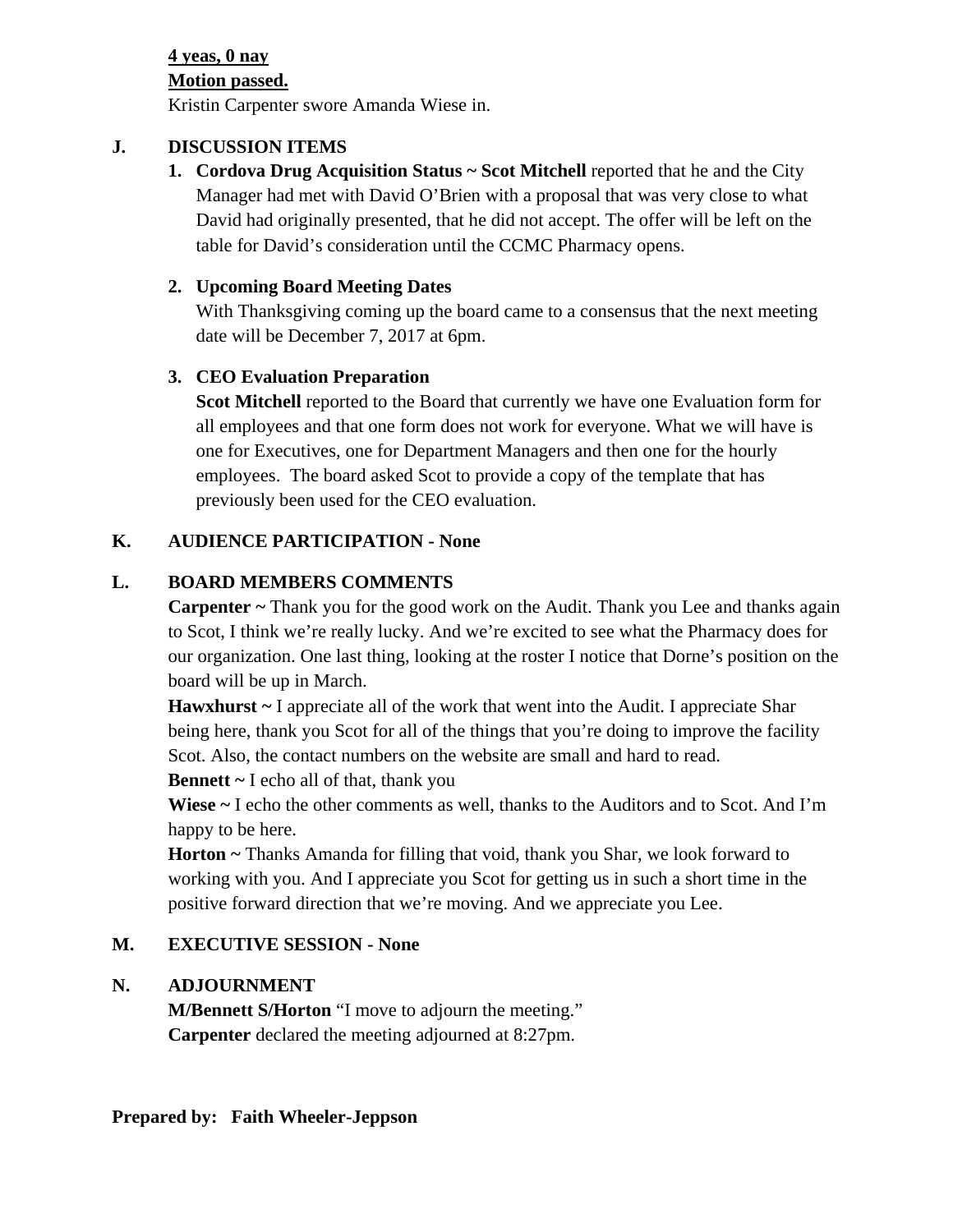**4 yeas, 0 nay**
**Motion passed.**
Kristin Carpenter swore Amanda Wiese in.

## J. DISCUSSION ITEMS

1. **Cordova Drug Acquisition Status ~ Scot Mitchell** reported that he and the City Manager had met with David O'Brien with a proposal that was very close to what David had originally presented, that he did not accept. The offer will be left on the table for David's consideration until the CCMC Pharmacy opens.

2. **Upcoming Board Meeting Dates**
   With Thanksgiving coming up the board came to a consensus that the next meeting date will be December 7, 2017 at 6pm.

3. **CEO Evaluation Preparation**
   **Scot Mitchell** reported to the Board that currently we have one Evaluation form for all employees and that one form does not work for everyone. What we will have is one for Executives, one for Department Managers and then one for the hourly employees. The board asked Scot to provide a copy of the template that has previously been used for the CEO evaluation.

## K. AUDIENCE PARTICIPATION - None

## L. BOARD MEMBERS COMMENTS

**Carpenter ~** Thank you for the good work on the Audit. Thank you Lee and thanks again to Scot, I think we're really lucky. And we're excited to see what the Pharmacy does for our organization. One last thing, looking at the roster I notice that Dorne's position on the board will be up in March.

**Hawxhurst ~** I appreciate all of the work that went into the Audit. I appreciate Shar being here, thank you Scot for all of the things that you're doing to improve the facility Scot. Also, the contact numbers on the website are small and hard to read.

**Bennett ~** I echo all of that, thank you

**Wiese ~** I echo the other comments as well, thanks to the Auditors and to Scot. And I'm happy to be here.

**Horton ~** Thanks Amanda for filling that void, thank you Shar, we look forward to working with you. And I appreciate you Scot for getting us in such a short time in the positive forward direction that we're moving. And we appreciate you Lee.

## M. EXECUTIVE SESSION - None

## N. ADJOURNMENT

**M/Bennett S/Horton** "I move to adjourn the meeting."
**Carpenter** declared the meeting adjourned at 8:27pm.

**Prepared by: Faith Wheeler-Jeppson**